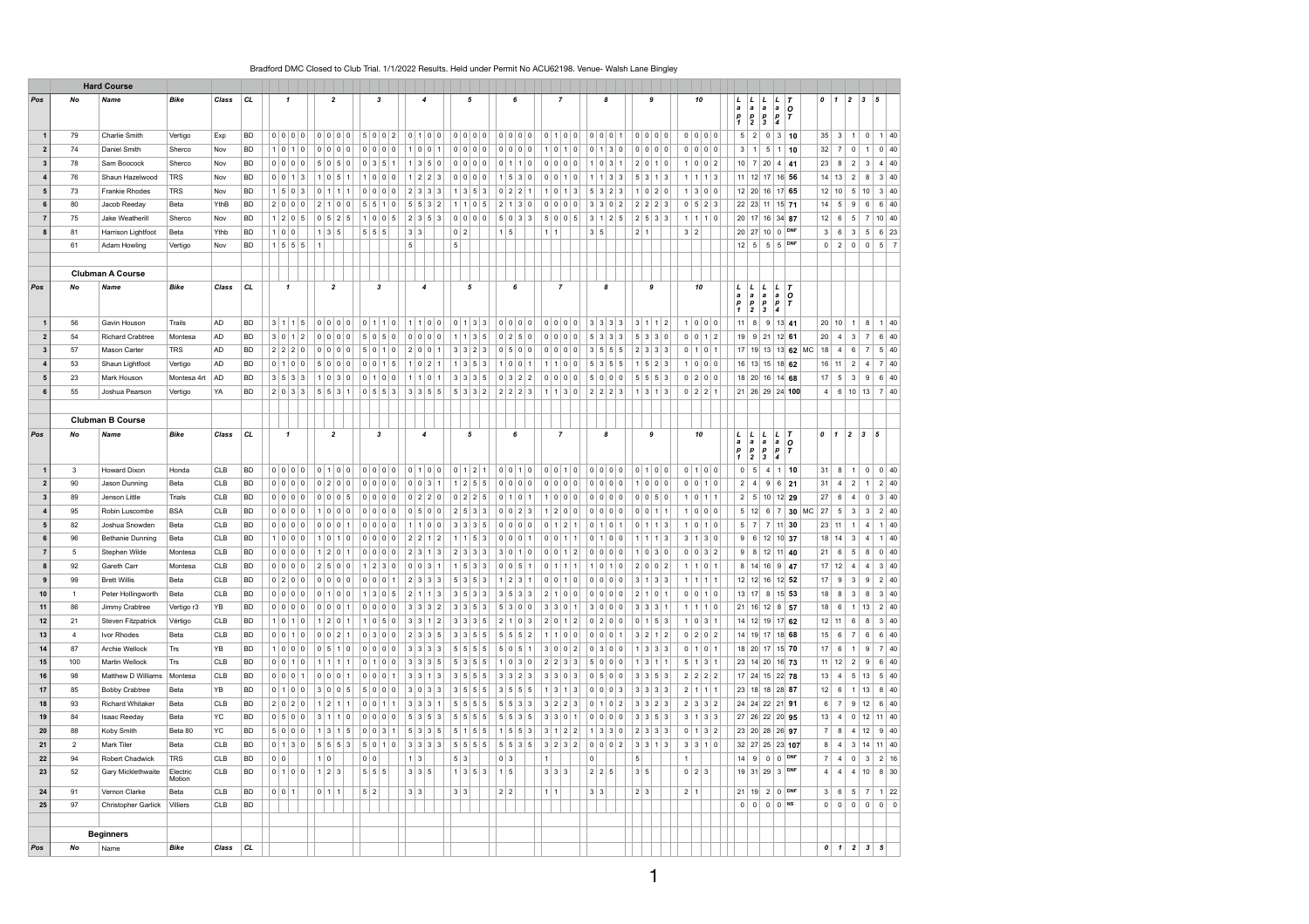Bradford DMC Closed to Club Trial. 1/1/2022 Results. Held under Permit No ACU62198. Venue- Walsh Lane Bingley

### Hard Course

| Pos | No | Name | Bike | Class | CL | 1 | 2 | 3 | 4 | 5 | 6 | 7 | 8 | 9 | 10 | Lap 1 | Lap 2 | Lap 3 | Lap 4 | TOT | | 0 | 1 | 2 | 3 | 5 | |
|---|---|---|---|---|---|---|---|---|---|---|---|---|---|---|---|---|---|---|---|---|---|---|---|---|---|---|---|
| 1 | 79 | Charlie Smith | Vertigo | Exp | BD | 0 0 0 0 | 0 0 0 0 | 5 0 0 2 | 0 1 0 0 | 0 0 0 0 | 0 0 0 0 | 0 1 0 0 | 0 0 0 1 | 0 0 0 0 | 0 0 0 0 | 5 | 2 | 0 | 3 | 10 | | 35 | 3 | 1 | 0 | 1 | 40 |
| 2 | 74 | Daniel Smith | Sherco | Nov | BD | 1 0 1 0 | 0 0 0 0 | 0 0 0 0 | 1 0 0 1 | 0 0 0 0 | 0 0 0 0 | 1 0 1 0 | 0 1 3 0 | 0 0 0 0 | 0 0 0 0 | 3 | 1 | 5 | 1 | 10 | | 32 | 7 | 0 | 1 | 0 | 40 |
| 3 | 78 | Sam Boocock | Sherco | Nov | BD | 0 0 0 0 | 5 0 5 0 | 0 3 5 1 | 1 3 5 0 | 0 0 0 0 | 0 1 1 0 | 0 0 0 0 | 1 0 3 1 | 2 0 1 0 | 1 0 0 2 | 10 | 7 | 20 | 4 | 41 | | 23 | 8 | 2 | 3 | 4 | 40 |
| 4 | 76 | Shaun Hazelwood | TRS | Nov | BD | 0 0 1 3 | 1 0 5 1 | 1 0 0 0 | 1 2 2 3 | 0 0 0 0 | 1 5 3 0 | 0 0 1 0 | 1 1 3 3 | 5 3 1 3 | 1 1 1 3 | 11 | 12 | 17 | 16 | 56 | | 14 | 13 | 2 | 8 | 3 | 40 |
| 5 | 73 | Frankie Rhodes | TRS | Nov | BD | 1 5 0 3 | 0 1 1 1 | 0 0 0 0 | 2 3 3 3 | 1 3 5 3 | 0 2 2 1 | 1 0 1 3 | 5 3 2 3 | 1 0 2 0 | 1 3 0 0 | 12 | 20 | 16 | 17 | 65 | | 12 | 10 | 5 | 10 | 3 | 40 |
| 6 | 80 | Jacob Reeday | Beta | YthB | BD | 2 0 0 0 | 2 1 0 0 | 5 5 1 0 | 5 5 3 2 | 1 1 0 5 | 2 1 3 0 | 0 0 0 0 | 3 3 0 2 | 2 2 2 3 | 0 5 2 3 | 22 | 23 | 11 | 15 | 71 | | 14 | 5 | 9 | 6 | 6 | 40 |
| 7 | 75 | Jake Weatherill | Sherco | Nov | BD | 1 2 0 5 | 0 5 2 5 | 1 0 0 5 | 2 3 5 3 | 0 0 0 0 | 5 0 3 3 | 5 0 0 5 | 3 1 2 5 | 2 5 3 3 | 1 1 1 0 | 20 | 17 | 16 | 34 | 87 | | 12 | 6 | 5 | 7 | 10 | 40 |
| 8 | 81 | Harrison Lightfoot | Beta | Ythb | BD | 1 0 0 | 1 3 5 | 5 5 5 | 3 3 | 0 2 | 1 5 | 1 1 | 3 5 | 2 1 | 3 2 | 20 | 17 | 10 | 0 | DNF | | 3 | 6 | 3 | 5 | 6 | 23 |
| | 61 | Adam Howling | Vertigo | Nov | BD | 1 5 5 5 | 1 | | 5 | 5 | | | | | | 12 | 5 | 5 | 5 | DNF | | 0 | 2 | 0 | 0 | 5 | 7 |

### Clubman A Course

| Pos | No | Name | Bike | Class | CL | 1 | 2 | 3 | 4 | 5 | 6 | 7 | 8 | 9 | 10 | Lap 1 | Lap 2 | Lap 3 | Lap 4 | TOT | | | | | | | |
|---|---|---|---|---|---|---|---|---|---|---|---|---|---|---|---|---|---|---|---|---|---|---|---|---|---|---|---|
| 1 | 56 | Gavin Houson | Trails | AD | BD | 3 1 1 5 | 0 0 0 0 | 0 1 1 0 | 1 1 0 0 | 0 1 3 3 | 0 0 0 0 | 0 0 0 0 | 3 3 3 3 | 3 1 1 2 | 1 0 0 0 | 11 | 8 | 9 | 13 | 41 | | 20 | 10 | 1 | 8 | 1 | 40 |
| 2 | 54 | Richard Crabtree | Montesa | AD | BD | 3 0 1 2 | 0 0 0 0 | 5 0 5 0 | 0 0 0 0 | 1 1 3 5 | 0 2 5 0 | 0 0 0 0 | 5 3 3 3 | 5 3 3 0 | 0 0 1 2 | 19 | 9 | 21 | 12 | 61 | | 20 | 4 | 3 | 7 | 6 | 40 |
| 3 | 57 | Mason Carter | TRS | AD | BD | 2 2 2 0 | 0 0 0 0 | 5 0 1 0 | 3 3 2 3 | 0 5 0 0 | 0 0 0 0 | 0 0 0 0 | 3 5 5 5 | 2 3 3 3 | 0 1 0 1 | 17 | 19 | 13 | 13 | 62 | MC | 18 | 4 | 6 | 7 | 5 | 40 |
| 4 | 53 | Shaun Lightfoot | Vertigo | AD | BD | 0 1 0 0 | 5 0 0 0 | 0 0 1 5 | 1 0 2 1 | 1 3 5 3 | 1 0 0 1 | 1 1 0 0 | 5 3 5 5 | 1 5 2 3 | 1 0 0 0 | 16 | 13 | 15 | 18 | 62 | | 16 | 11 | 2 | 4 | 7 | 40 |
| 5 | 23 | Mark Houson | Montesa 4rt | AD | BD | 3 5 3 3 | 1 0 3 0 | 0 1 0 0 | 1 1 0 1 | 3 3 3 5 | 0 3 2 2 | 0 0 0 0 | 5 0 0 0 | 5 5 5 3 | 0 2 0 0 | 18 | 20 | 16 | 14 | 68 | | 17 | 5 | 3 | 9 | 6 | 40 |
| 6 | 55 | Joshua Pearson | Vertigo | YA | BD | 2 0 3 3 | 5 5 3 1 | 0 5 5 3 | 3 3 5 5 | 5 3 3 2 | 2 2 2 3 | 1 1 3 0 | 2 2 2 3 | 1 3 1 3 | 0 2 2 1 | 21 | 26 | 29 | 24 | 100 | | 4 | 6 | 10 | 13 | 7 | 40 |

### Clubman B Course

| Pos | No | Name | Bike | Class | CL | 1 | 2 | 3 | 4 | 5 | 6 | 7 | 8 | 9 | 10 | Lap 1 | Lap 2 | Lap 3 | Lap 4 | TOT | | 0 | 1 | 2 | 3 | 5 | |
|---|---|---|---|---|---|---|---|---|---|---|---|---|---|---|---|---|---|---|---|---|---|---|---|---|---|---|---|
| 1 | 3 | Howard Dixon | Honda | CLB | BD | 0 0 0 0 | 0 1 0 0 | 0 0 0 0 | 0 1 0 0 | 0 1 2 1 | 0 0 1 0 | 0 0 1 0 | 0 0 0 0 | 0 1 0 0 | 0 1 0 0 | 0 | 5 | 4 | 1 | 10 | | 31 | 8 | 1 | 0 | 0 | 40 |
| 2 | 90 | Jason Dunning | Beta | CLB | BD | 0 0 0 0 | 0 2 0 0 | 0 0 0 0 | 0 0 3 1 | 1 2 5 5 | 0 0 0 0 | 0 0 0 0 | 0 0 0 0 | 1 0 0 0 | 0 0 1 0 | 2 | 4 | 9 | 6 | 21 | | 31 | 4 | 2 | 1 | 2 | 40 |
| 3 | 89 | Jenson Little | Trials | CLB | BD | 0 0 0 0 | 0 0 0 5 | 0 0 0 0 | 0 2 2 0 | 0 2 2 5 | 0 1 0 1 | 1 0 0 0 | 0 0 0 0 | 0 0 5 0 | 1 0 1 1 | 2 | 5 | 10 | 12 | 29 | | 27 | 6 | 4 | 0 | 3 | 40 |
| 4 | 95 | Robin Luscombe | BSA | CLB | BD | 0 0 0 0 | 1 0 0 0 | 0 0 0 0 | 0 5 0 0 | 2 5 3 3 | 0 0 2 3 | 1 2 0 0 | 0 0 0 0 | 0 0 1 1 | 1 0 0 0 | 5 | 12 | 6 | 7 | 30 | MC | 27 | 5 | 3 | 3 | 2 | 40 |
| 5 | 82 | Joshua Snowden | Beta | CLB | BD | 0 0 0 0 | 0 0 0 1 | 0 0 0 0 | 1 1 0 0 | 3 3 3 5 | 0 0 0 0 | 0 1 2 1 | 0 1 0 1 | 0 1 1 3 | 1 0 1 0 | 5 | 7 | 7 | 11 | 30 | | 23 | 11 | 1 | 4 | 1 | 40 |
| 6 | 96 | Bethanie Dunning | Beta | CLB | BD | 1 0 0 0 | 1 0 1 0 | 0 0 0 0 | 2 2 1 2 | 1 1 5 3 | 0 0 0 1 | 0 0 1 1 | 0 1 0 0 | 1 1 1 3 | 3 1 3 0 | 9 | 6 | 12 | 10 | 37 | | 18 | 14 | 3 | 4 | 1 | 40 |
| 7 | 5 | Stephen Wilde | Montesa | CLB | BD | 0 0 0 0 | 1 2 0 1 | 0 0 0 0 | 2 3 1 3 | 2 3 3 3 | 3 0 1 0 | 0 0 1 2 | 0 0 0 0 | 1 0 3 0 | 0 0 3 2 | 9 | 8 | 12 | 11 | 40 | | 21 | 6 | 5 | 8 | 0 | 40 |
| 8 | 92 | Gareth Carr | Montesa | CLB | BD | 0 0 0 0 | 2 5 0 0 | 1 2 3 0 | 0 0 3 1 | 1 5 3 3 | 0 0 5 1 | 0 1 1 1 | 1 0 1 0 | 2 0 0 2 | 1 1 0 1 | 8 | 14 | 16 | 9 | 47 | | 17 | 12 | 4 | 4 | 3 | 40 |
| 9 | 99 | Brett Willis | Beta | CLB | BD | 0 2 0 0 | 0 0 0 0 | 0 0 0 1 | 2 3 3 3 | 5 3 5 3 | 1 2 3 1 | 0 0 1 0 | 0 0 0 0 | 3 1 3 3 | 1 1 1 1 | 12 | 12 | 16 | 12 | 52 | | 17 | 9 | 3 | 9 | 2 | 40 |
| 10 | 1 | Peter Hollingworth | Beta | CLB | BD | 0 0 0 0 | 0 1 0 0 | 1 3 0 5 | 2 1 1 3 | 3 5 3 3 | 3 5 3 3 | 2 1 0 0 | 0 0 0 0 | 2 1 0 1 | 0 0 1 0 | 13 | 17 | 8 | 15 | 53 | | 18 | 8 | 3 | 8 | 3 | 40 |
| 11 | 86 | Jimmy Crabtree | Vertigo r3 | YB | BD | 0 0 0 0 | 0 0 0 1 | 0 0 0 0 | 3 3 3 2 | 3 3 5 3 | 5 3 0 0 | 3 3 0 1 | 3 0 0 0 | 3 3 3 1 | 1 1 1 0 | 21 | 16 | 12 | 8 | 57 | | 18 | 6 | 1 | 13 | 2 | 40 |
| 12 | 21 | Steven Fitzpatrick | Vertigo | CLB | BD | 1 0 1 0 | 1 2 0 1 | 1 0 5 0 | 3 3 1 2 | 3 3 3 5 | 2 1 0 3 | 2 0 1 2 | 0 2 0 0 | 0 1 5 3 | 1 0 3 1 | 14 | 12 | 19 | 17 | 62 | | 12 | 11 | 6 | 8 | 3 | 40 |
| 13 | 4 | Ivor Rhodes | Beta | CLB | BD | 0 0 1 0 | 0 0 2 1 | 0 3 0 0 | 2 3 3 5 | 3 3 5 5 | 5 5 5 2 | 1 1 0 0 | 0 0 0 1 | 3 2 1 2 | 0 2 0 2 | 14 | 19 | 17 | 18 | 68 | | 15 | 6 | 7 | 6 | 6 | 40 |
| 14 | 87 | Archie Wellock | Trs | YB | BD | 1 0 0 0 | 0 5 1 0 | 0 0 0 0 | 3 3 3 3 | 5 5 5 5 | 5 0 5 1 | 3 0 0 2 | 0 3 0 0 | 1 3 3 3 | 0 1 0 1 | 18 | 20 | 17 | 15 | 70 | | 17 | 6 | 1 | 9 | 7 | 40 |
| 15 | 100 | Martin Wellock | Trs | CLB | BD | 0 0 1 0 | 1 1 1 1 | 0 1 0 0 | 3 3 3 5 | 5 3 5 5 | 1 0 3 0 | 2 2 3 3 | 5 0 0 0 | 1 3 1 1 | 5 1 3 1 | 23 | 14 | 20 | 16 | 73 | | 11 | 12 | 2 | 9 | 6 | 40 |
| 16 | 98 | Matthew D Williams | Montesa | CLB | BD | 0 0 0 1 | 0 0 0 1 | 0 0 0 1 | 3 3 1 3 | 3 5 5 5 | 3 3 2 3 | 3 3 0 3 | 0 5 0 0 | 3 3 5 3 | 2 2 2 2 | 17 | 24 | 15 | 22 | 78 | | 13 | 4 | 5 | 13 | 5 | 40 |
| 17 | 85 | Bobby Crabtree | Beta | YB | BD | 0 1 0 0 | 3 0 0 5 | 5 0 0 0 | 3 0 3 3 | 3 5 5 5 | 3 5 5 5 | 1 3 1 3 | 0 0 0 3 | 3 3 3 3 | 2 1 1 1 | 23 | 18 | 18 | 28 | 87 | | 12 | 6 | 1 | 13 | 8 | 40 |
| 18 | 93 | Richard Whitaker | Beta | CLB | BD | 2 0 2 0 | 1 2 1 1 | 0 0 1 1 | 3 3 3 1 | 5 5 5 5 | 5 5 3 3 | 3 2 2 3 | 0 1 0 2 | 3 3 2 3 | 2 3 3 2 | 24 | 24 | 22 | 21 | 91 | | 6 | 7 | 9 | 12 | 6 | 40 |
| 19 | 84 | Isaac Reeday | Beta | YC | BD | 0 5 0 0 | 3 1 1 0 | 0 0 0 0 | 5 3 5 3 | 5 5 5 5 | 5 5 3 5 | 3 3 0 1 | 0 0 0 0 | 3 3 5 3 | 3 1 3 3 | 27 | 26 | 22 | 20 | 95 | | 13 | 4 | 0 | 12 | 11 | 40 |
| 20 | 88 | Koby Smith | Beta 80 | YC | BD | 5 0 0 0 | 1 3 1 5 | 0 0 3 1 | 5 3 3 5 | 5 1 5 5 | 1 5 5 3 | 3 1 2 2 | 1 3 3 0 | 2 3 3 3 | 0 1 3 2 | 23 | 20 | 28 | 26 | 97 | | 7 | 8 | 4 | 12 | 9 | 40 |
| 21 | 2 | Mark Tiler | Beta | CLB | BD | 0 1 3 0 | 5 5 5 3 | 5 0 1 0 | 3 3 3 3 | 5 5 5 5 | 5 5 3 5 | 3 2 3 2 | 0 0 0 2 | 3 3 1 3 | 3 3 1 0 | 32 | 27 | 25 | 23 | 107 | | 8 | 4 | 3 | 14 | 11 | 40 |
| 22 | 94 | Robert Chadwick | TRS | CLB | BD | 0 0 | 1 0 | 0 0 | 1 3 | 5 3 | 0 3 | 1 | 0 | 5 | 1 | 14 | 9 | 0 | 0 | DNF | | 7 | 4 | 0 | 3 | 2 | 16 |
| 23 | 52 | Gary Micklethwaite | Electric Motion | CLB | BD | 0 1 0 0 | 1 2 3 | 5 5 5 | 3 3 5 | 1 3 5 3 | 1 5 | 3 3 3 | 2 2 5 | 3 5 | 0 2 3 | 19 | 31 | 29 | 3 | DNF | | 4 | 4 | 4 | 10 | 8 | 30 |
| 24 | 91 | Vernon Clarke | Beta | CLB | BD | 0 0 1 | 0 1 1 | 5 2 | 3 3 | 3 3 | 2 2 | 1 1 | 3 3 | 2 3 | 2 1 | 21 | 19 | 2 | 0 | DNF | | 3 | 6 | 5 | 7 | 1 | 22 |
| 25 | 97 | Christopher Garlick | Villiers | CLB | BD | | | | | | | | | | | 0 | 0 | 0 | 0 | NS | | 0 | 0 | 0 | 0 | 0 | 0 |

### Beginners

| Pos | No | Name | Bike | Class | CL | | 0 | 1 | 2 | 3 | 5 |
|---|---|---|---|---|---|---|---|---|---|---|---|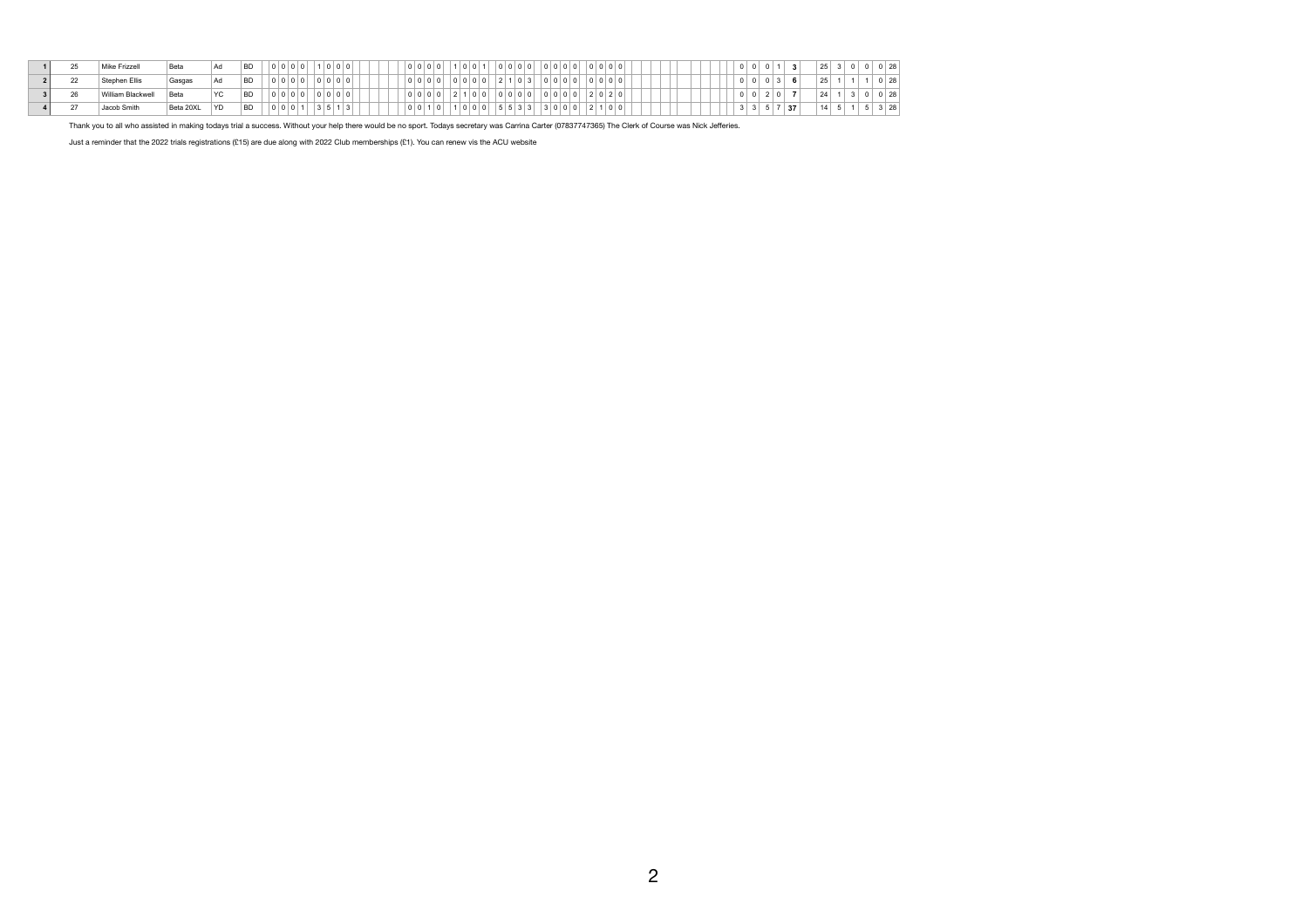| | | | | | | | | | | | | | | | | | | | | | | | | | | | | | | | | | | | | | | | | | | | | | | |
|---|---|---|---|---|---|---|---|---|---|---|---|---|---|---|---|---|---|---|---|---|---|---|---|---|---|---|---|---|---|---|---|---|---|---|---|---|---|---|---|---|---|---|---|---|---|
| 1 | 25 | Mike Frizzell | Beta | Ad | BD | 0 | 0 | 0 | 0 | 1 | 0 | 0 | 0 | 0 | 0 | 0 | 0 | 1 | 0 | 0 | 1 | 0 | 0 | 0 | 0 | 0 | 0 | 0 | 0 | 0 | 0 | 0 | 0 | 0 | 0 | 0 | 1 | **3** | 25 | 3 | 0 | 0 | 0 | 28 |
| 2 | 22 | Stephen Ellis | Gasgas | Ad | BD | 0 | 0 | 0 | 0 | 0 | 0 | 0 | 0 | 0 | 0 | 0 | 0 | 0 | 0 | 0 | 0 | 2 | 1 | 0 | 3 | 0 | 0 | 0 | 0 | 0 | 0 | 0 | 0 | 0 | 0 | 0 | 3 | **6** | 25 | 1 | 1 | 1 | 0 | 28 |
| 3 | 26 | William Blackwell | Beta | YC | BD | 0 | 0 | 0 | 0 | 0 | 0 | 0 | 0 | 0 | 0 | 0 | 0 | 2 | 1 | 0 | 0 | 0 | 0 | 0 | 0 | 0 | 0 | 0 | 0 | 2 | 0 | 2 | 0 | 0 | 0 | 2 | 0 | **7** | 24 | 1 | 3 | 0 | 0 | 28 |
| 4 | 27 | Jacob Smith | Beta 20XL | YD | BD | 0 | 0 | 0 | 1 | 3 | 5 | 1 | 3 | 0 | 0 | 1 | 0 | 1 | 0 | 0 | 0 | 5 | 5 | 3 | 3 | 3 | 0 | 0 | 0 | 2 | 1 | 0 | 0 | 3 | 3 | 5 | 7 | **37** | 14 | 5 | 1 | 5 | 3 | 28 |

Thank you to all who assisted in making todays trial a success. Without your help there would be no sport. Todays secretary was Carrina Carter (07837747365) The Clerk of Course was Nick Jefferies.

Just a reminder that the 2022 trials registrations (£15) are due along with 2022 Club memberships (£1). You can renew vis the ACU website